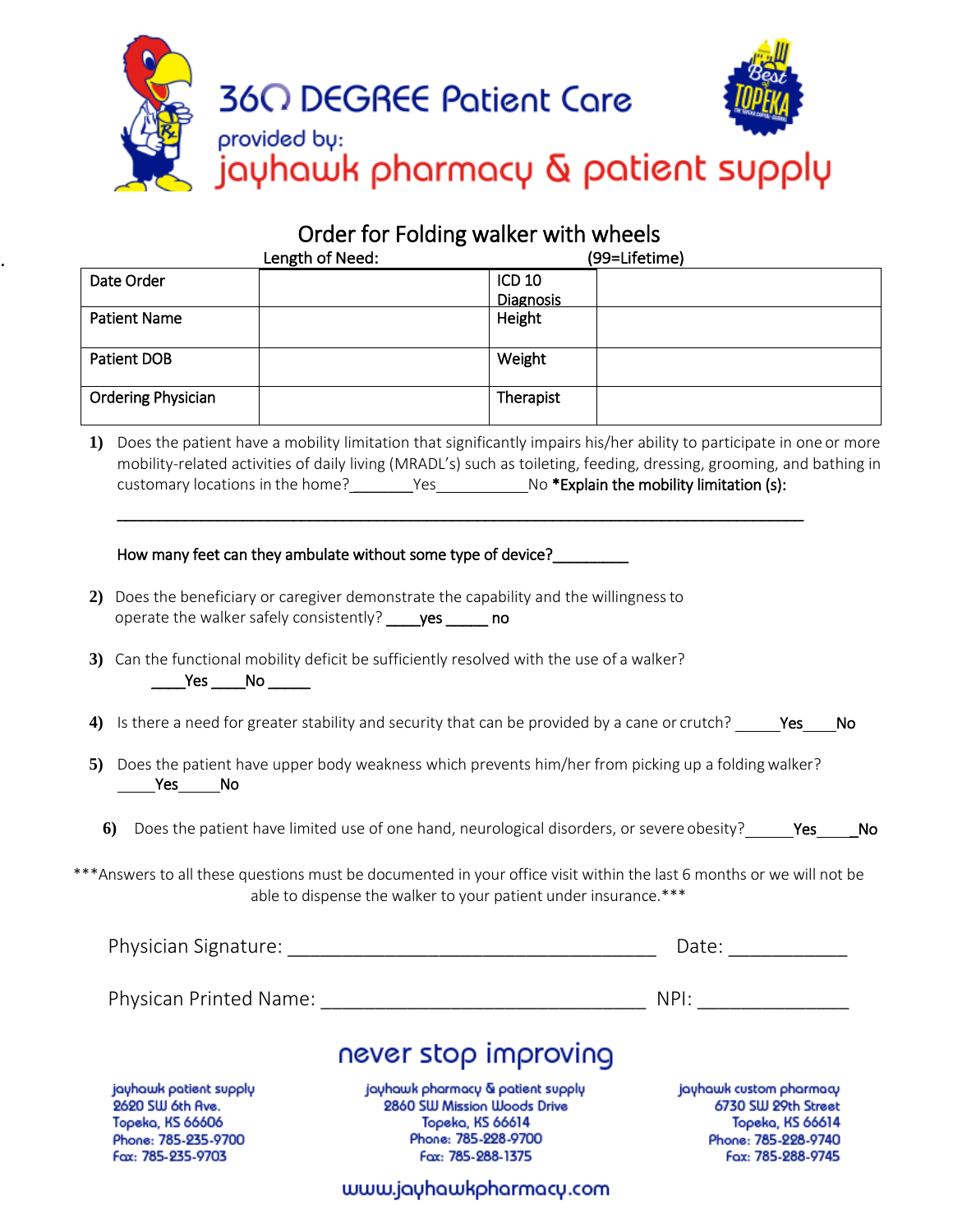# 360 DEGREE Patient Care

provided by:

jayhawk pharmacy & patient supply

Best of TOPEKA

## Order for Folding walker with wheels

Length of Need: (99=Lifetime)

| Date Order | | ICD 10 Diagnosis | |
|---|---|---|---|
| Patient Name | | Height | |
| Patient DOB | | Weight | |
| Ordering Physician | | Therapist | |

**1)** Does the patient have a mobility limitation that significantly impairs his/her ability to participate in one or more mobility-related activities of daily living (MRADL's) such as toileting, feeding, dressing, grooming, and bathing in customary locations in the home?________Yes____________No **\*Explain the mobility limitation (s):**

______________________________________________________________________________

How many feet can they ambulate without some type of device?_________

**2)** Does the beneficiary or caregiver demonstrate the capability and the willingness to operate the walker safely consistently? ____yes _____ no

**3)** Can the functional mobility deficit be sufficiently resolved with the use of a walker?
____Yes ____No _____

**4)** Is there a need for greater stability and security that can be provided by a cane or crutch? _____Yes____No

**5)** Does the patient have upper body weakness which prevents him/her from picking up a folding walker?
_____Yes_____No

**6)** Does the patient have limited use of one hand, neurological disorders, or severe obesity?______Yes_____No

\*\*\*Answers to all these questions must be documented in your office visit within the last 6 months or we will not be able to dispense the walker to your patient under insurance.\*\*\*

Physician Signature: ____________________________________ Date: ___________

Physican Printed Name: ________________________________ NPI: ______________

never stop improving

jayhawk patient supply
2620 SW 6th Ave.
Topeka, KS 66606
Phone: 785-235-9700
Fax: 785-235-9703

jayhawk pharmacy & patient supply
2860 SW Mission Woods Drive
Topeka, KS 66614
Phone: 785-228-9700
Fax: 785-288-1375

jayhawk custom pharmacy
6730 SW 29th Street
Topeka, KS 66614
Phone: 785-228-9740
Fax: 785-288-9745

www.jayhawkpharmacy.com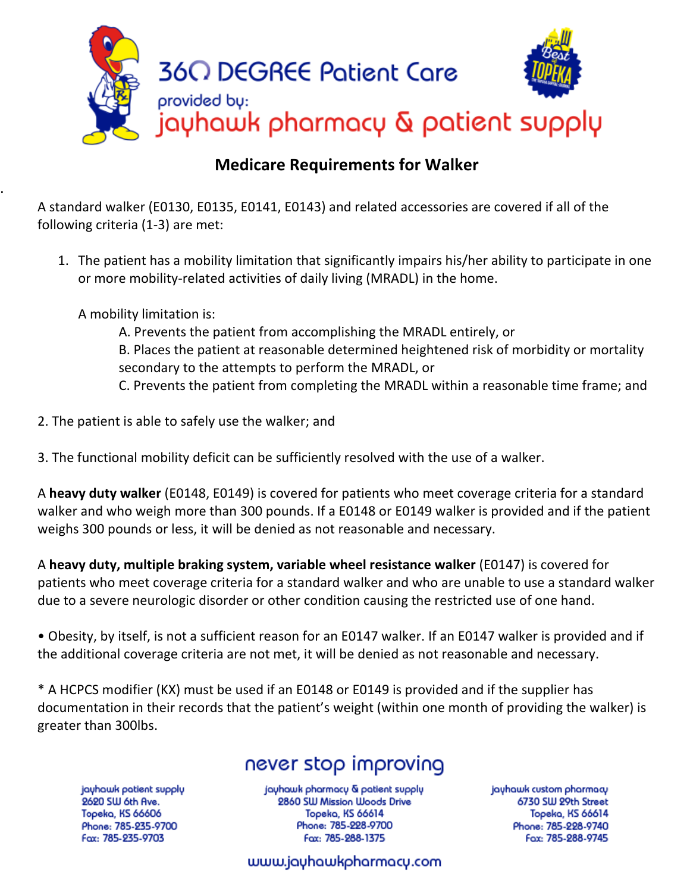360 DEGREE Patient Care

provided by:

jayhawk pharmacy & patient supply

## Medicare Requirements for Walker

A standard walker (E0130, E0135, E0141, E0143) and related accessories are covered if all of the following criteria (1-3) are met:

1. The patient has a mobility limitation that significantly impairs his/her ability to participate in one or more mobility-related activities of daily living (MRADL) in the home.

   A mobility limitation is:

   A. Prevents the patient from accomplishing the MRADL entirely, or

   B. Places the patient at reasonable determined heightened risk of morbidity or mortality secondary to the attempts to perform the MRADL, or

   C. Prevents the patient from completing the MRADL within a reasonable time frame; and

2. The patient is able to safely use the walker; and

3. The functional mobility deficit can be sufficiently resolved with the use of a walker.

A **heavy duty walker** (E0148, E0149) is covered for patients who meet coverage criteria for a standard walker and who weigh more than 300 pounds. If a E0148 or E0149 walker is provided and if the patient weighs 300 pounds or less, it will be denied as not reasonable and necessary.

A **heavy duty, multiple braking system, variable wheel resistance walker** (E0147) is covered for patients who meet coverage criteria for a standard walker and who are unable to use a standard walker due to a severe neurologic disorder or other condition causing the restricted use of one hand.

• Obesity, by itself, is not a sufficient reason for an E0147 walker. If an E0147 walker is provided and if the additional coverage criteria are not met, it will be denied as not reasonable and necessary.

* A HCPCS modifier (KX) must be used if an E0148 or E0149 is provided and if the supplier has documentation in their records that the patient's weight (within one month of providing the walker) is greater than 300lbs.

never stop improving

jayhawk patient supply
2620 SW 6th Ave.
Topeka, KS 66606
Phone: 785-235-9700
Fax: 785-235-9703

jayhawk pharmacy & patient supply
2860 SW Mission Woods Drive
Topeka, KS 66614
Phone: 785-228-9700
Fax: 785-288-1375

jayhawk custom pharmacy
6730 SW 29th Street
Topeka, KS 66614
Phone: 785-228-9740
Fax: 785-288-9745

www.jayhawkpharmacy.com